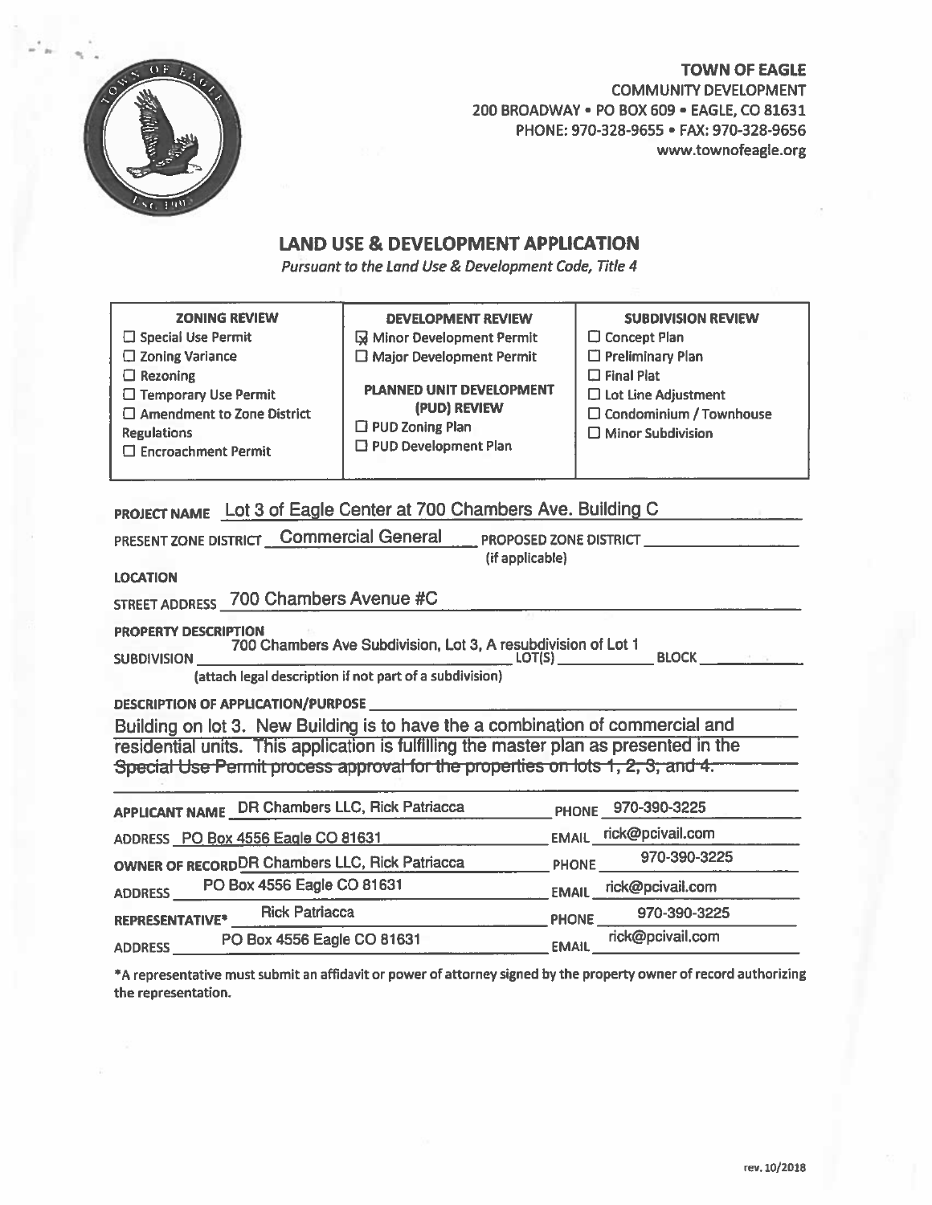**TOWN OF EAGLE**
COMMUNITY DEVELOPMENT
200 BROADWAY • PO BOX 609 • EAGLE, CO 81631
PHONE: 970-328-9655 • FAX: 970-328-9656
www.townofeagle.org

## LAND USE & DEVELOPMENT APPLICATION

*Pursuant to the Land Use & Development Code, Title 4*

| ZONING REVIEW | DEVELOPMENT REVIEW | SUBDIVISION REVIEW |
|---|---|---|
| ☐ Special Use Permit<br>☐ Zoning Variance<br>☐ Rezoning<br>☐ Temporary Use Permit<br>☐ Amendment to Zone District Regulations<br>☐ Encroachment Permit | ☒ Minor Development Permit<br>☐ Major Development Permit<br><br>**PLANNED UNIT DEVELOPMENT (PUD) REVIEW**<br>☐ PUD Zoning Plan<br>☐ PUD Development Plan | ☐ Concept Plan<br>☐ Preliminary Plan<br>☐ Final Plat<br>☐ Lot Line Adjustment<br>☐ Condominium / Townhouse<br>☐ Minor Subdivision |

**PROJECT NAME** Lot 3 of Eagle Center at 700 Chambers Ave. Building C

**PRESENT ZONE DISTRICT** Commercial General **PROPOSED ZONE DISTRICT** ______ (if applicable)

**LOCATION**

**STREET ADDRESS** 700 Chambers Avenue #C

**PROPERTY DESCRIPTION**

**SUBDIVISION** 700 Chambers Ave Subdivision, Lot 3, A resubdivision of Lot 1 **LOT(S)** ______ **BLOCK** ______

(attach legal description if not part of a subdivision)

**DESCRIPTION OF APPLICATION/PURPOSE**

Building on lot 3. New Building is to have the a combination of commercial and residential units. This application is fulfilling the master plan as presented in the Special Use Permit process approval for the properties on lots 1, 2, 3, and 4.

**APPLICANT NAME** DR Chambers LLC, Rick Patriacca **PHONE** 970-390-3225

**ADDRESS** PO Box 4556 Eagle CO 81631 **EMAIL** rick@pcivail.com

**OWNER OF RECORD** DR Chambers LLC, Rick Patriacca **PHONE** 970-390-3225

**ADDRESS** PO Box 4556 Eagle CO 81631 **EMAIL** rick@pcivail.com

**REPRESENTATIVE*** Rick Patriacca **PHONE** 970-390-3225

**ADDRESS** PO Box 4556 Eagle CO 81631 **EMAIL** rick@pcivail.com

*A representative must submit an affidavit or power of attorney signed by the property owner of record authorizing the representation.

rev. 10/2018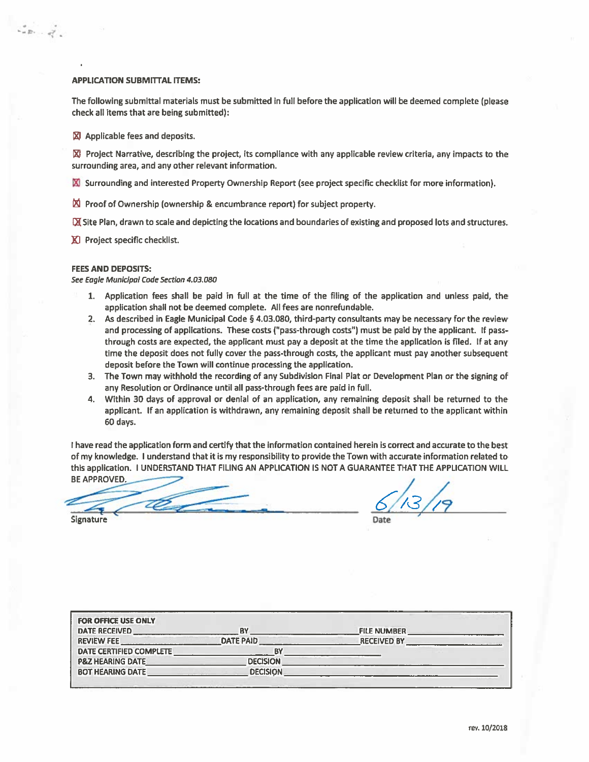**APPLICATION SUBMITTAL ITEMS:**

The following submittal materials must be submitted in full before the application will be deemed complete (please check all items that are being submitted):

- [x] Applicable fees and deposits.
- [x] Project Narrative, describing the project, its compliance with any applicable review criteria, any impacts to the surrounding area, and any other relevant information.
- [x] Surrounding and interested Property Ownership Report (see project specific checklist for more information).
- [x] Proof of Ownership (ownership & encumbrance report) for subject property.
- [x] Site Plan, drawn to scale and depicting the locations and boundaries of existing and proposed lots and structures.
- [x] Project specific checklist.

**FEES AND DEPOSITS:**

*See Eagle Municipal Code Section 4.03.080*

1. Application fees shall be paid in full at the time of the filing of the application and unless paid, the application shall not be deemed complete. All fees are nonrefundable.
2. As described in Eagle Municipal Code § 4.03.080, third-party consultants may be necessary for the review and processing of applications. These costs ("pass-through costs") must be paid by the applicant. If pass-through costs are expected, the applicant must pay a deposit at the time the application is filed. If at any time the deposit does not fully cover the pass-through costs, the applicant must pay another subsequent deposit before the Town will continue processing the application.
3. The Town may withhold the recording of any Subdivision Final Plat or Development Plan or the signing of any Resolution or Ordinance until all pass-through fees are paid in full.
4. Within 30 days of approval or denial of an application, any remaining deposit shall be returned to the applicant. If an application is withdrawn, any remaining deposit shall be returned to the applicant within 60 days.

I have read the application form and certify that the information contained herein is correct and accurate to the best of my knowledge. I understand that it is my responsibility to provide the Town with accurate information related to this application. I UNDERSTAND THAT FILING AN APPLICATION IS NOT A GUARANTEE THAT THE APPLICATION WILL BE APPROVED.

Signature: [signature]  Date: 6/13/19

| FOR OFFICE USE ONLY | | | | | |
|---|---|---|---|---|---|
| DATE RECEIVED | | BY | | FILE NUMBER | |
| REVIEW FEE | | DATE PAID | | RECEIVED BY | |
| DATE CERTIFIED COMPLETE | | BY | | | |
| P&Z HEARING DATE | | DECISION | | | |
| BOT HEARING DATE | | DECISION | | | |

rev. 10/2018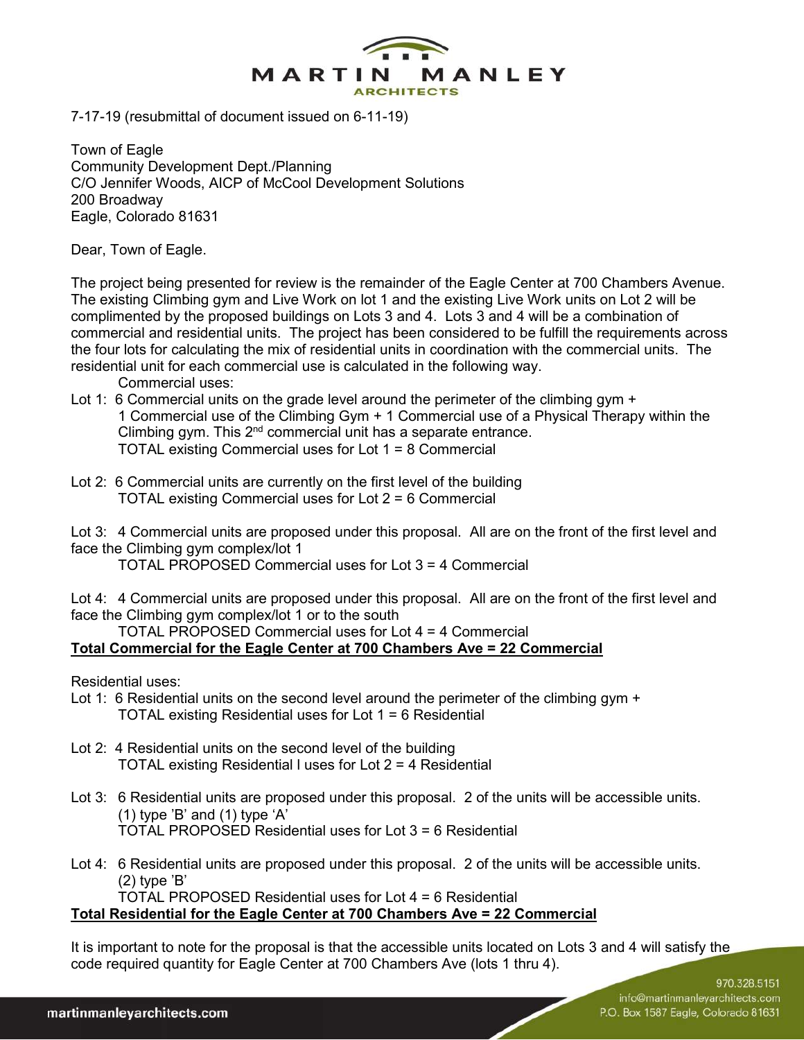MARTIN MANLEY ARCHITECTS

7-17-19 (resubmittal of document issued on 6-11-19)

Town of Eagle
Community Development Dept./Planning
C/O Jennifer Woods, AICP of McCool Development Solutions
200 Broadway
Eagle, Colorado 81631

Dear, Town of Eagle.

The project being presented for review is the remainder of the Eagle Center at 700 Chambers Avenue. The existing Climbing gym and Live Work on lot 1 and the existing Live Work units on Lot 2 will be complimented by the proposed buildings on Lots 3 and 4. Lots 3 and 4 will be a combination of commercial and residential units. The project has been considered to be fulfill the requirements across the four lots for calculating the mix of residential units in coordination with the commercial units. The residential unit for each commercial use is calculated in the following way.

Commercial uses:

Lot 1: 6 Commercial units on the grade level around the perimeter of the climbing gym + 1 Commercial use of the Climbing Gym + 1 Commercial use of a Physical Therapy within the Climbing gym. This 2nd commercial unit has a separate entrance.
TOTAL existing Commercial uses for Lot 1 = 8 Commercial

Lot 2: 6 Commercial units are currently on the first level of the building
TOTAL existing Commercial uses for Lot 2 = 6 Commercial

Lot 3: 4 Commercial units are proposed under this proposal. All are on the front of the first level and face the Climbing gym complex/lot 1
TOTAL PROPOSED Commercial uses for Lot 3 = 4 Commercial

Lot 4: 4 Commercial units are proposed under this proposal. All are on the front of the first level and face the Climbing gym complex/lot 1 or to the south
TOTAL PROPOSED Commercial uses for Lot 4 = 4 Commercial

**Total Commercial for the Eagle Center at 700 Chambers Ave = 22 Commercial**

Residential uses:

Lot 1: 6 Residential units on the second level around the perimeter of the climbing gym +
TOTAL existing Residential uses for Lot 1 = 6 Residential

Lot 2: 4 Residential units on the second level of the building
TOTAL existing Residential l uses for Lot 2 = 4 Residential

Lot 3: 6 Residential units are proposed under this proposal. 2 of the units will be accessible units. (1) type 'B' and (1) type 'A'
TOTAL PROPOSED Residential uses for Lot 3 = 6 Residential

Lot 4: 6 Residential units are proposed under this proposal. 2 of the units will be accessible units. (2) type 'B'
TOTAL PROPOSED Residential uses for Lot 4 = 6 Residential

**Total Residential for the Eagle Center at 700 Chambers Ave = 22 Commercial**

It is important to note for the proposal is that the accessible units located on Lots 3 and 4 will satisfy the code required quantity for Eagle Center at 700 Chambers Ave (lots 1 thru 4).

martinmanleyarchitects.com
970.328.5151
info@martinmanleyarchitects.com
P.O. Box 1587 Eagle, Colorado 81631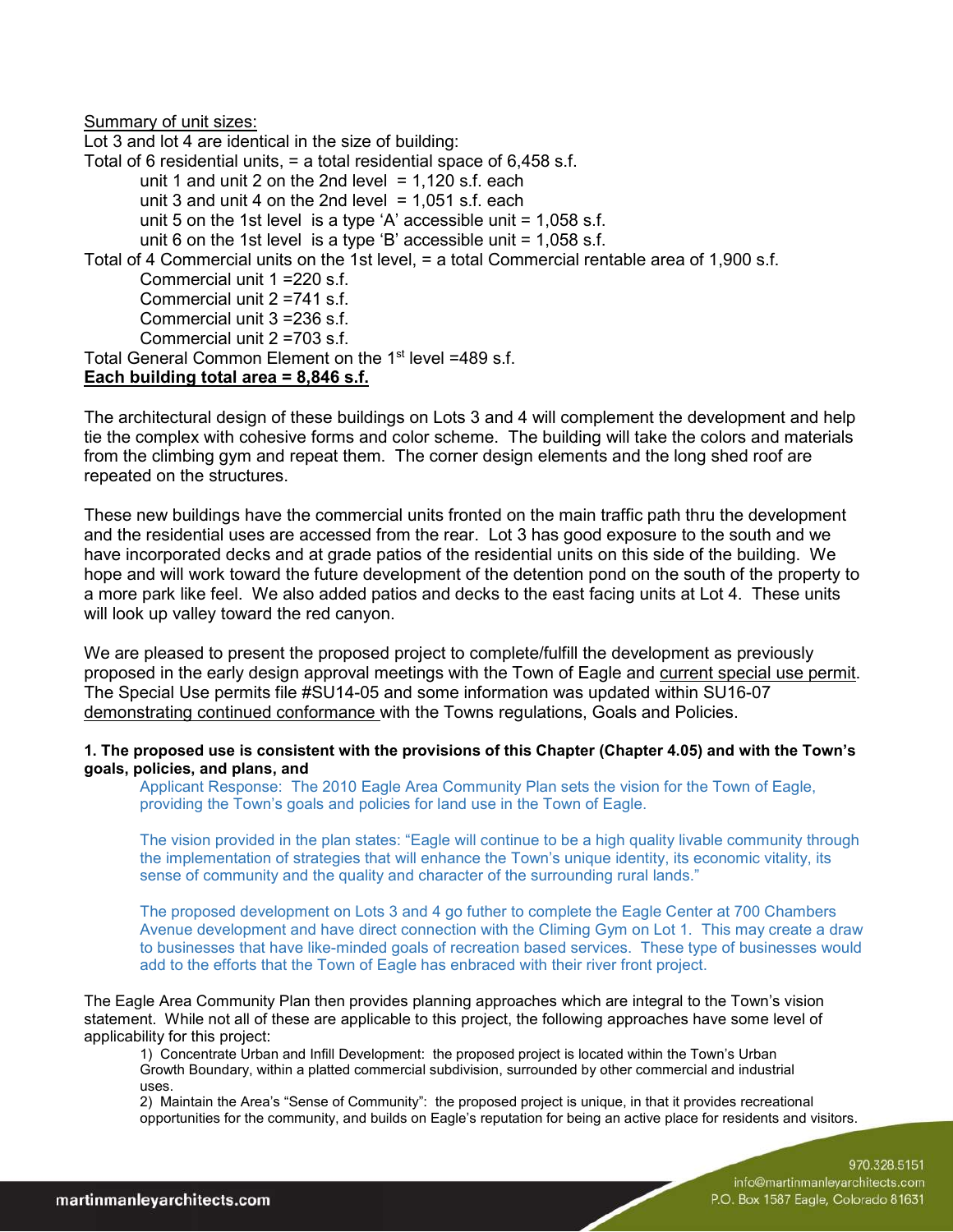<u>Summary of unit sizes:</u>

Lot 3 and lot 4 are identical in the size of building:

Total of 6 residential units, = a total residential space of 6,458 s.f.

- unit 1 and unit 2 on the 2nd level = 1,120 s.f. each
- unit 3 and unit 4 on the 2nd level = 1,051 s.f. each
- unit 5 on the 1st level is a type ‘A’ accessible unit = 1,058 s.f.
- unit 6 on the 1st level is a type ‘B’ accessible unit = 1,058 s.f.

Total of 4 Commercial units on the 1st level, = a total Commercial rentable area of 1,900 s.f.

- Commercial unit 1 =220 s.f.
- Commercial unit 2 =741 s.f.
- Commercial unit 3 =236 s.f.
- Commercial unit 2 =703 s.f.

Total General Common Element on the 1st level =489 s.f.

**<u>Each building total area = 8,846 s.f.</u>**

The architectural design of these buildings on Lots 3 and 4 will complement the development and help tie the complex with cohesive forms and color scheme. The building will take the colors and materials from the climbing gym and repeat them. The corner design elements and the long shed roof are repeated on the structures.

These new buildings have the commercial units fronted on the main traffic path thru the development and the residential uses are accessed from the rear. Lot 3 has good exposure to the south and we have incorporated decks and at grade patios of the residential units on this side of the building. We hope and will work toward the future development of the detention pond on the south of the property to a more park like feel. We also added patios and decks to the east facing units at Lot 4. These units will look up valley toward the red canyon.

We are pleased to present the proposed project to complete/fulfill the development as previously proposed in the early design approval meetings with the Town of Eagle and <u>current special use permit</u>. The Special Use permits file #SU14-05 and some information was updated within SU16-07 <u>demonstrating continued conformance</u> with the Towns regulations, Goals and Policies.

**1. The proposed use is consistent with the provisions of this Chapter (Chapter 4.05) and with the Town’s goals, policies, and plans, and**

Applicant Response: The 2010 Eagle Area Community Plan sets the vision for the Town of Eagle, providing the Town’s goals and policies for land use in the Town of Eagle.

The vision provided in the plan states: “Eagle will continue to be a high quality livable community through the implementation of strategies that will enhance the Town’s unique identity, its economic vitality, its sense of community and the quality and character of the surrounding rural lands.”

The proposed development on Lots 3 and 4 go futher to complete the Eagle Center at 700 Chambers Avenue development and have direct connection with the Climing Gym on Lot 1. This may create a draw to businesses that have like-minded goals of recreation based services. These type of businesses would add to the efforts that the Town of Eagle has enbraced with their river front project.

The Eagle Area Community Plan then provides planning approaches which are integral to the Town’s vision statement. While not all of these are applicable to this project, the following approaches have some level of applicability for this project:

1) Concentrate Urban and Infill Development: the proposed project is located within the Town’s Urban Growth Boundary, within a platted commercial subdivision, surrounded by other commercial and industrial uses.

2) Maintain the Area’s “Sense of Community”: the proposed project is unique, in that it provides recreational opportunities for the community, and builds on Eagle’s reputation for being an active place for residents and visitors.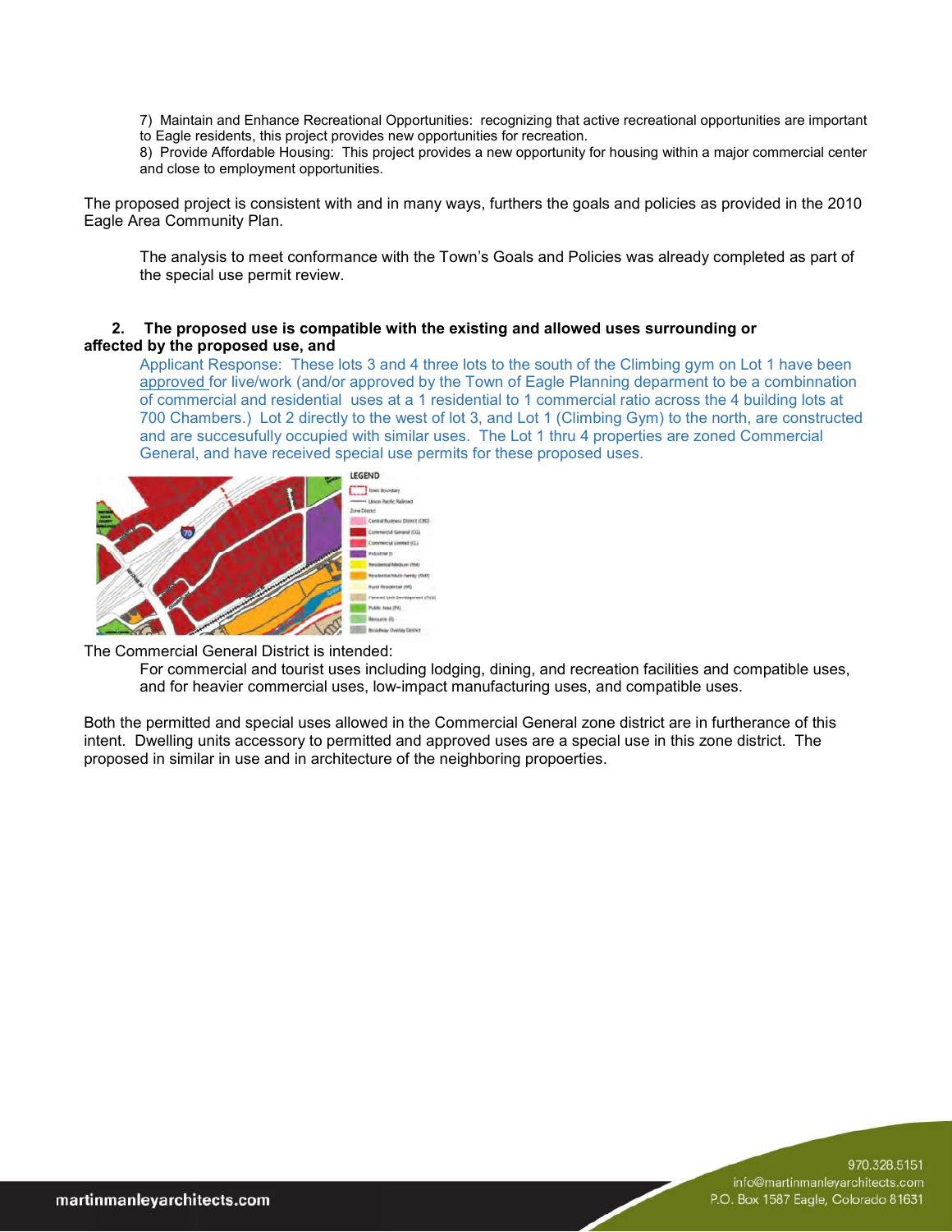7) Maintain and Enhance Recreational Opportunities: recognizing that active recreational opportunities are important to Eagle residents, this project provides new opportunities for recreation.
8) Provide Affordable Housing: This project provides a new opportunity for housing within a major commercial center and close to employment opportunities.

The proposed project is consistent with and in many ways, furthers the goals and policies as provided in the 2010 Eagle Area Community Plan.

The analysis to meet conformance with the Town's Goals and Policies was already completed as part of the special use permit review.

**2. The proposed use is compatible with the existing and allowed uses surrounding or affected by the proposed use, and**

Applicant Response: These lots 3 and 4 three lots to the south of the Climbing gym on Lot 1 have been approved for live/work (and/or approved by the Town of Eagle Planning deparment to be a combinnation of commercial and residential uses at a 1 residential to 1 commercial ratio across the 4 building lots at 700 Chambers.) Lot 2 directly to the west of lot 3, and Lot 1 (Climbing Gym) to the north, are constructed and are succesufully occupied with similar uses. The Lot 1 thru 4 properties are zoned Commercial General, and have received special use permits for these proposed uses.

The Commercial General District is intended:

For commercial and tourist uses including lodging, dining, and recreation facilities and compatible uses, and for heavier commercial uses, low-impact manufacturing uses, and compatible uses.

Both the permitted and special uses allowed in the Commercial General zone district are in furtherance of this intent. Dwelling units accessory to permitted and approved uses are a special use in this zone district. The proposed in similar in use and in architecture of the neighboring propoerties.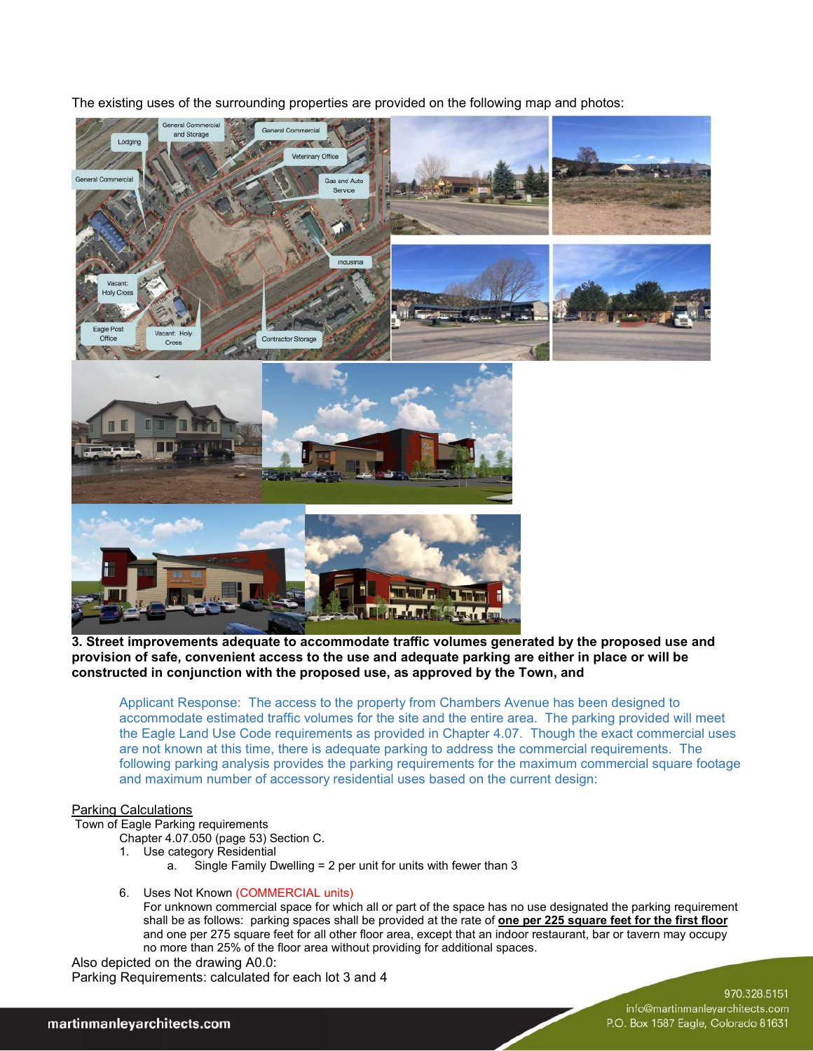The existing uses of the surrounding properties are provided on the following map and photos:

**3. Street improvements adequate to accommodate traffic volumes generated by the proposed use and provision of safe, convenient access to the use and adequate parking are either in place or will be constructed in conjunction with the proposed use, as approved by the Town, and**

> Applicant Response: The access to the property from Chambers Avenue has been designed to accommodate estimated traffic volumes for the site and the entire area. The parking provided will meet the Eagle Land Use Code requirements as provided in Chapter 4.07. Though the exact commercial uses are not known at this time, there is adequate parking to address the commercial requirements. The following parking analysis provides the parking requirements for the maximum commercial square footage and maximum number of accessory residential uses based on the current design:

<u>Parking Calculations</u>

Town of Eagle Parking requirements

Chapter 4.07.050 (page 53) Section C.

1. Use category Residential
   a. Single Family Dwelling = 2 per unit for units with fewer than 3

6. Uses Not Known (COMMERCIAL units)

   For unknown commercial space for which all or part of the space has no use designated the parking requirement shall be as follows: parking spaces shall be provided at the rate of **<u>one per 225 square feet for the first floor</u>** and one per 275 square feet for all other floor area, except that an indoor restaurant, bar or tavern may occupy no more than 25% of the floor area without providing for additional spaces.

Also depicted on the drawing A0.0:

Parking Requirements: calculated for each lot 3 and 4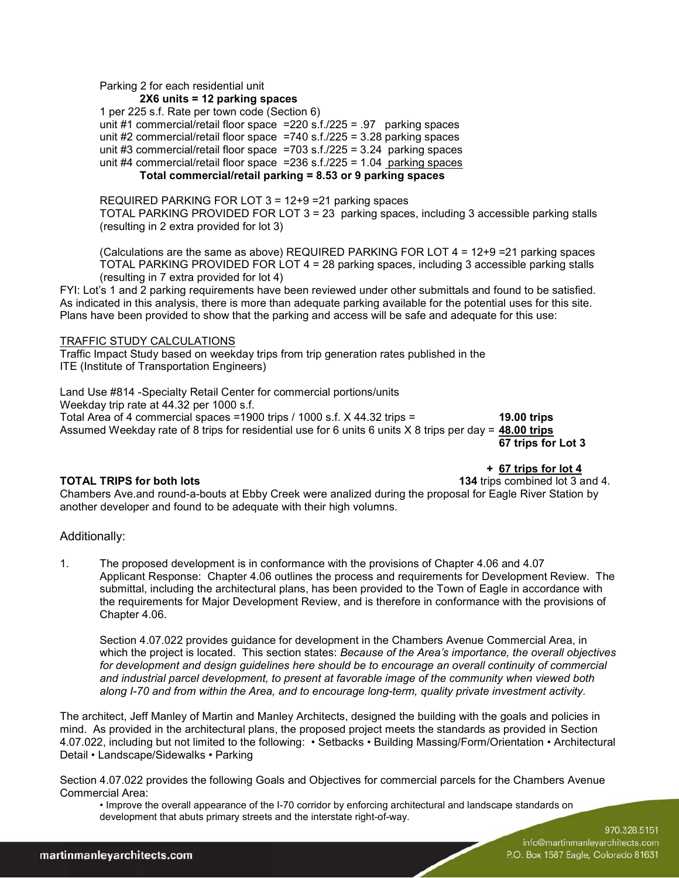Parking 2 for each residential unit

**2X6 units = 12 parking spaces**

1 per 225 s.f. Rate per town code (Section 6)

unit #1 commercial/retail floor space =220 s.f./225 = .97 parking spaces
unit #2 commercial/retail floor space =740 s.f./225 = 3.28 parking spaces
unit #3 commercial/retail floor space =703 s.f./225 = 3.24 parking spaces
unit #4 commercial/retail floor space =236 s.f./225 = 1.04 parking spaces

**Total commercial/retail parking = 8.53 or 9 parking spaces**

REQUIRED PARKING FOR LOT 3 = 12+9 =21 parking spaces
TOTAL PARKING PROVIDED FOR LOT 3 = 23 parking spaces, including 3 accessible parking stalls (resulting in 2 extra provided for lot 3)

(Calculations are the same as above) REQUIRED PARKING FOR LOT 4 = 12+9 =21 parking spaces
TOTAL PARKING PROVIDED FOR LOT 4 = 28 parking spaces, including 3 accessible parking stalls (resulting in 7 extra provided for lot 4)

FYI: Lot's 1 and 2 parking requirements have been reviewed under other submittals and found to be satisfied. As indicated in this analysis, there is more than adequate parking available for the potential uses for this site. Plans have been provided to show that the parking and access will be safe and adequate for this use:

TRAFFIC STUDY CALCULATIONS

Traffic Impact Study based on weekday trips from trip generation rates published in the ITE (Institute of Transportation Engineers)

Land Use #814 -Specialty Retail Center for commercial portions/units
Weekday trip rate at 44.32 per 1000 s.f.
Total Area of 4 commercial spaces =1900 trips / 1000 s.f. X 44.32 trips = **19.00 trips**
Assumed Weekday rate of 8 trips for residential use for 6 units 6 units X 8 trips per day = **48.00 trips**
**67 trips for Lot 3**

**+ 67 trips for lot 4**

**TOTAL TRIPS for both lots** **134** trips combined lot 3 and 4.

Chambers Ave.and round-a-bouts at Ebby Creek were analized during the proposal for Eagle River Station by another developer and found to be adequate with their high volumns.

Additionally:

1. The proposed development is in conformance with the provisions of Chapter 4.06 and 4.07
   Applicant Response: Chapter 4.06 outlines the process and requirements for Development Review. The submittal, including the architectural plans, has been provided to the Town of Eagle in accordance with the requirements for Major Development Review, and is therefore in conformance with the provisions of Chapter 4.06.

   Section 4.07.022 provides guidance for development in the Chambers Avenue Commercial Area, in which the project is located. This section states: *Because of the Area's importance, the overall objectives for development and design guidelines here should be to encourage an overall continuity of commercial and industrial parcel development, to present at favorable image of the community when viewed both along I-70 and from within the Area, and to encourage long-term, quality private investment activity.*

The architect, Jeff Manley of Martin and Manley Architects, designed the building with the goals and policies in mind. As provided in the architectural plans, the proposed project meets the standards as provided in Section 4.07.022, including but not limited to the following: • Setbacks • Building Massing/Form/Orientation • Architectural Detail • Landscape/Sidewalks • Parking

Section 4.07.022 provides the following Goals and Objectives for commercial parcels for the Chambers Avenue Commercial Area:

- Improve the overall appearance of the I-70 corridor by enforcing architectural and landscape standards on development that abuts primary streets and the interstate right-of-way.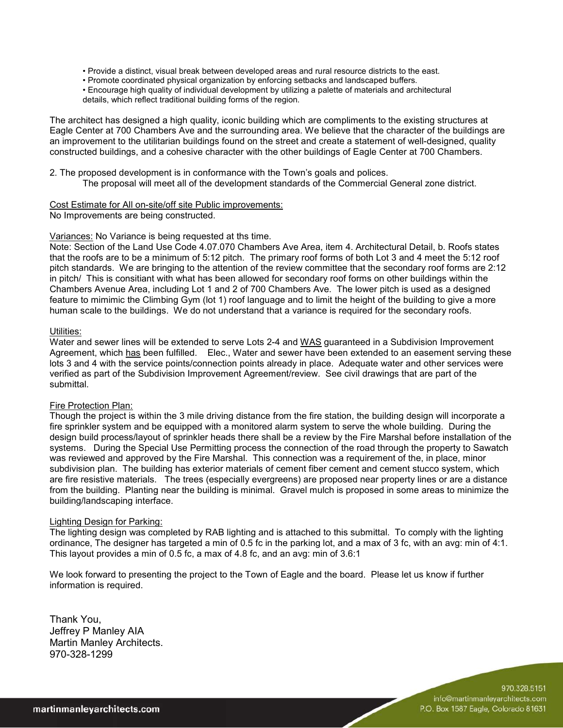- Provide a distinct, visual break between developed areas and rural resource districts to the east.
- Promote coordinated physical organization by enforcing setbacks and landscaped buffers.
- Encourage high quality of individual development by utilizing a palette of materials and architectural details, which reflect traditional building forms of the region.

The architect has designed a high quality, iconic building which are compliments to the existing structures at Eagle Center at 700 Chambers Ave and the surrounding area. We believe that the character of the buildings are an improvement to the utilitarian buildings found on the street and create a statement of well-designed, quality constructed buildings, and a cohesive character with the other buildings of Eagle Center at 700 Chambers.

2. The proposed development is in conformance with the Town's goals and polices.

   The proposal will meet all of the development standards of the Commercial General zone district.

<u>Cost Estimate for All on-site/off site Public improvements:</u>
No Improvements are being constructed.

<u>Variances:</u> No Variance is being requested at ths time.
Note: Section of the Land Use Code 4.07.070 Chambers Ave Area, item 4. Architectural Detail, b. Roofs states that the roofs are to be a minimum of 5:12 pitch. The primary roof forms of both Lot 3 and 4 meet the 5:12 roof pitch standards. We are bringing to the attention of the review committee that the secondary roof forms are 2:12 in pitch/ This is consitiant with what has been allowed for secondary roof forms on other buildings within the Chambers Avenue Area, including Lot 1 and 2 of 700 Chambers Ave. The lower pitch is used as a designed feature to mimimic the Climbing Gym (lot 1) roof language and to limit the height of the building to give a more human scale to the buildings. We do not understand that a variance is required for the secondary roofs.

<u>Utilities:</u>
Water and sewer lines will be extended to serve Lots 2-4 and <u>WAS</u> guaranteed in a Subdivision Improvement Agreement, which <u>has</u> been fulfilled. Elec., Water and sewer have been extended to an easement serving these lots 3 and 4 with the service points/connection points already in place. Adequate water and other services were verified as part of the Subdivision Improvement Agreement/review. See civil drawings that are part of the submittal.

<u>Fire Protection Plan:</u>
Though the project is within the 3 mile driving distance from the fire station, the building design will incorporate a fire sprinkler system and be equipped with a monitored alarm system to serve the whole building. During the design build process/layout of sprinkler heads there shall be a review by the Fire Marshal before installation of the systems. During the Special Use Permitting process the connection of the road through the property to Sawatch was reviewed and approved by the Fire Marshal. This connection was a requirement of the, in place, minor subdivision plan. The building has exterior materials of cement fiber cement and cement stucco system, which are fire resistive materials. The trees (especially evergreens) are proposed near property lines or are a distance from the building. Planting near the building is minimal. Gravel mulch is proposed in some areas to minimize the building/landscaping interface.

<u>Lighting Design for Parking:</u>
The lighting design was completed by RAB lighting and is attached to this submittal. To comply with the lighting ordinance, The designer has targeted a min of 0.5 fc in the parking lot, and a max of 3 fc, with an avg: min of 4:1. This layout provides a min of 0.5 fc, a max of 4.8 fc, and an avg: min of 3.6:1

We look forward to presenting the project to the Town of Eagle and the board. Please let us know if further information is required.

Thank You,
Jeffrey P Manley AIA
Martin Manley Architects.
970-328-1299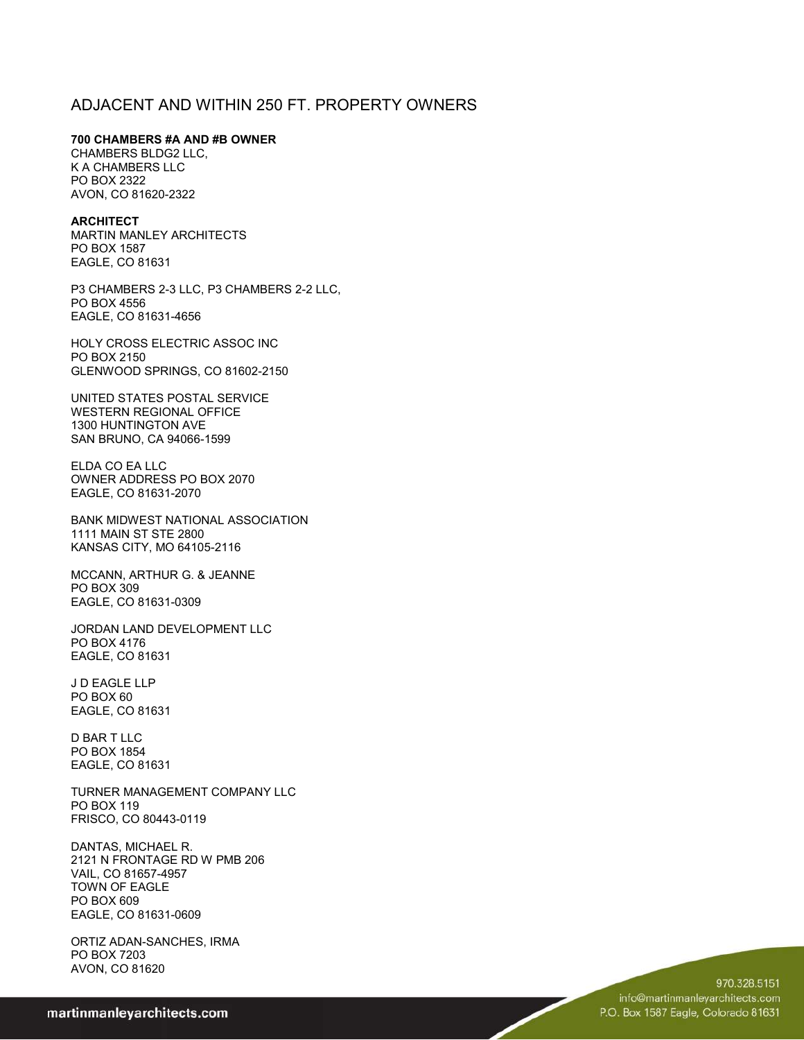# ADJACENT AND WITHIN 250 FT. PROPERTY OWNERS

**700 CHAMBERS #A AND #B OWNER**
CHAMBERS BLDG2 LLC,
K A CHAMBERS LLC
PO BOX 2322
AVON, CO 81620-2322

**ARCHITECT**
MARTIN MANLEY ARCHITECTS
PO BOX 1587
EAGLE, CO 81631

P3 CHAMBERS 2-3 LLC, P3 CHAMBERS 2-2 LLC,
PO BOX 4556
EAGLE, CO 81631-4656

HOLY CROSS ELECTRIC ASSOC INC
PO BOX 2150
GLENWOOD SPRINGS, CO 81602-2150

UNITED STATES POSTAL SERVICE
WESTERN REGIONAL OFFICE
1300 HUNTINGTON AVE
SAN BRUNO, CA 94066-1599

ELDA CO EA LLC
OWNER ADDRESS PO BOX 2070
EAGLE, CO 81631-2070

BANK MIDWEST NATIONAL ASSOCIATION
1111 MAIN ST STE 2800
KANSAS CITY, MO 64105-2116

MCCANN, ARTHUR G. & JEANNE
PO BOX 309
EAGLE, CO 81631-0309

JORDAN LAND DEVELOPMENT LLC
PO BOX 4176
EAGLE, CO 81631

J D EAGLE LLP
PO BOX 60
EAGLE, CO 81631

D BAR T LLC
PO BOX 1854
EAGLE, CO 81631

TURNER MANAGEMENT COMPANY LLC
PO BOX 119
FRISCO, CO 80443-0119

DANTAS, MICHAEL R.
2121 N FRONTAGE RD W PMB 206
VAIL, CO 81657-4957
TOWN OF EAGLE
PO BOX 609
EAGLE, CO 81631-0609

ORTIZ ADAN-SANCHES, IRMA
PO BOX 7203
AVON, CO 81620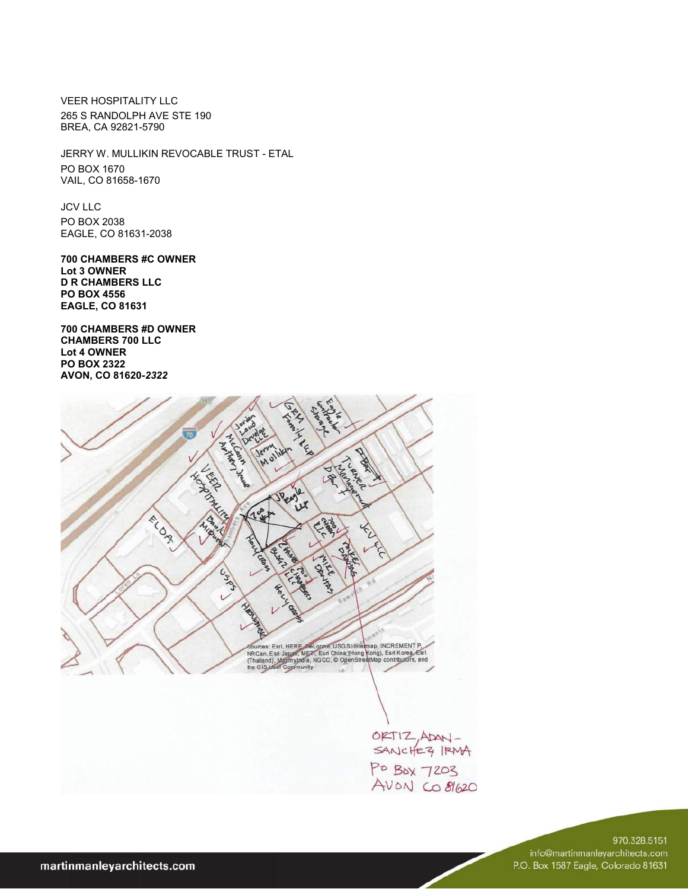VEER HOSPITALITY LLC
265 S RANDOLPH AVE STE 190
BREA, CA 92821-5790

JERRY W. MULLIKIN REVOCABLE TRUST - ETAL
PO BOX 1670
VAIL, CO 81658-1670

JCV LLC
PO BOX 2038
EAGLE, CO 81631-2038

**700 CHAMBERS #C OWNER**
**Lot 3 OWNER**
**D R CHAMBERS LLC**
**PO BOX 4556**
**EAGLE, CO 81631**

**700 CHAMBERS #D OWNER**
**CHAMBERS 700 LLC**
**Lot 4 OWNER**
**PO BOX 2322**
**AVON, CO 81620-*2322***

Sources: Esri, HERE, DeLorme, USGS, Intermap, INCREMENT P, NRCan, Esri Japan, METI, Esri China (Hong Kong), Esri Korea, Esri (Thailand), MapmyIndia, NGCC, © OpenStreetMap contributors, and the GIS User Community

ORTIZ, ADAN - SANCHEZ IRMA
PO BOX 7203
AVON CO 81620